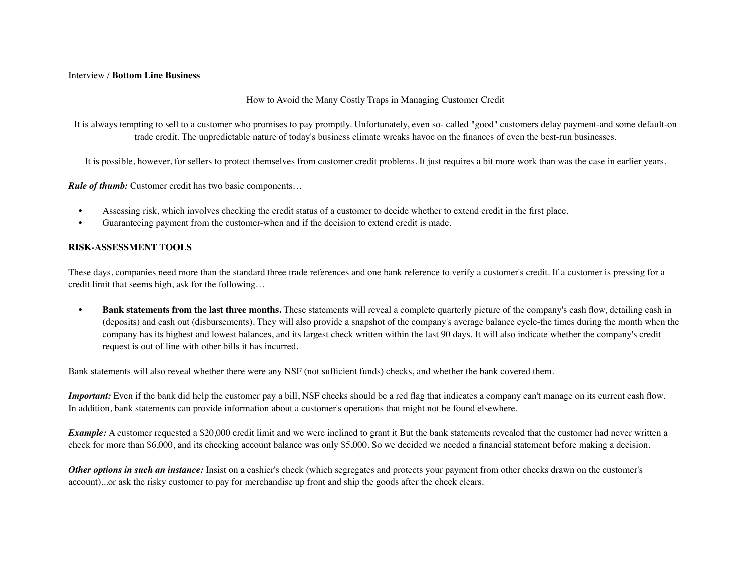Interview / **Bottom Line Business**

How to Avoid the Many Costly Traps in Managing Customer Credit

It is always tempting to sell to a customer who promises to pay promptly. Unfortunately, even so- called "good" customers delay payment-and some default-on trade credit. The unpredictable nature of today's business climate wreaks havoc on the finances of even the best-run businesses.

It is possible, however, for sellers to protect themselves from customer credit problems. It just requires a bit more work than was the case in earlier years.

***Rule of thumb:*** Customer credit has two basic components…

- Assessing risk, which involves checking the credit status of a customer to decide whether to extend credit in the first place.
- Guaranteeing payment from the customer-when and if the decision to extend credit is made.

**RISK-ASSESSMENT TOOLS**

These days, companies need more than the standard three trade references and one bank reference to verify a customer's credit. If a customer is pressing for a credit limit that seems high, ask for the following…

- **Bank statements from the last three months.** These statements will reveal a complete quarterly picture of the company's cash flow, detailing cash in (deposits) and cash out (disbursements). They will also provide a snapshot of the company's average balance cycle-the times during the month when the company has its highest and lowest balances, and its largest check written within the last 90 days. It will also indicate whether the company's credit request is out of line with other bills it has incurred.

Bank statements will also reveal whether there were any NSF (not sufficient funds) checks, and whether the bank covered them.

***Important:*** Even if the bank did help the customer pay a bill, NSF checks should be a red flag that indicates a company can't manage on its current cash flow. In addition, bank statements can provide information about a customer's operations that might not be found elsewhere.

***Example:*** A customer requested a $20,000 credit limit and we were inclined to grant it But the bank statements revealed that the customer had never written a check for more than $6,000, and its checking account balance was only $5,000. So we decided we needed a financial statement before making a decision.

***Other options in such an instance:*** Insist on a cashier's check (which segregates and protects your payment from other checks drawn on the customer's account)...or ask the risky customer to pay for merchandise up front and ship the goods after the check clears.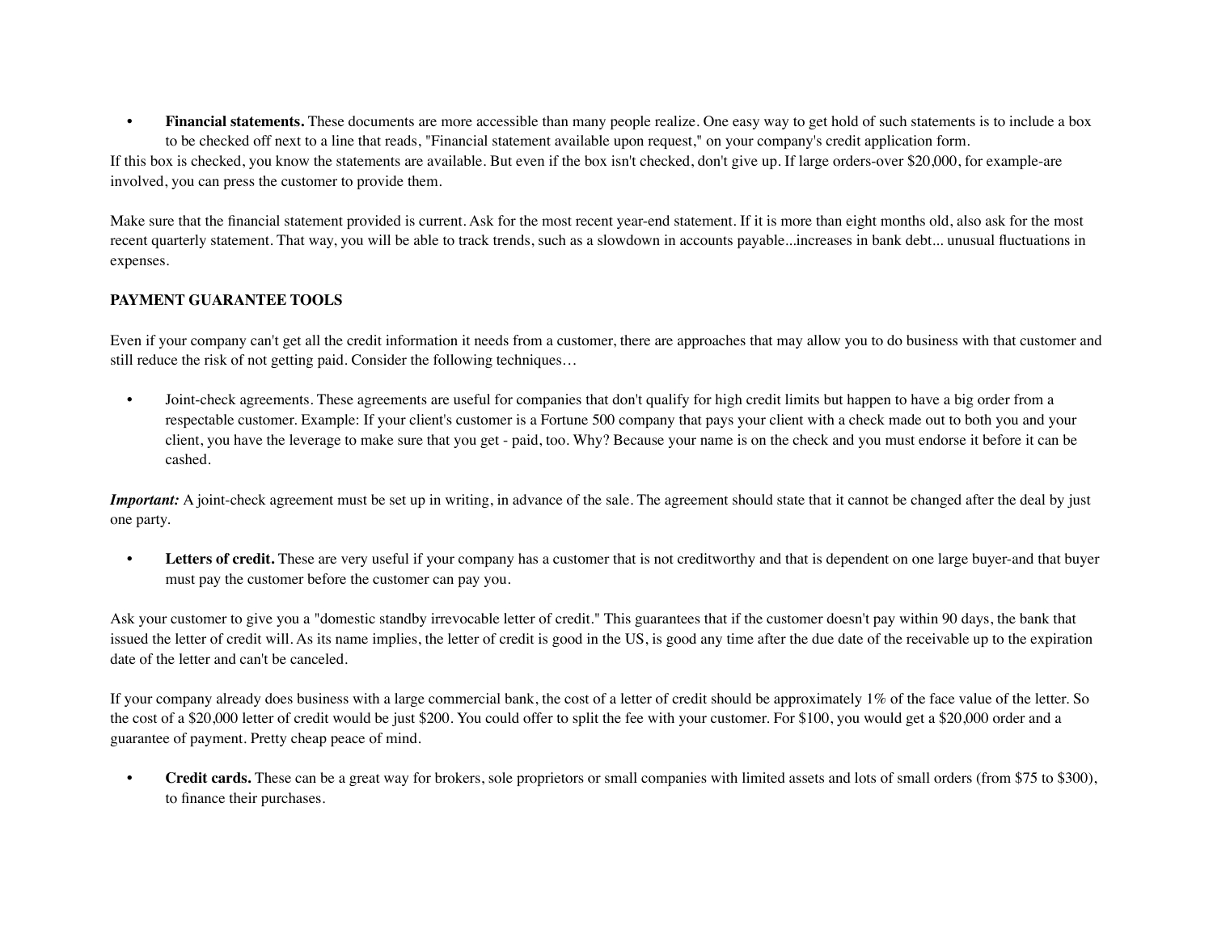- **Financial statements.** These documents are more accessible than many people realize. One easy way to get hold of such statements is to include a box to be checked off next to a line that reads, "Financial statement available upon request," on your company's credit application form.

If this box is checked, you know the statements are available. But even if the box isn't checked, don't give up. If large orders-over $20,000, for example-are involved, you can press the customer to provide them.

Make sure that the financial statement provided is current. Ask for the most recent year-end statement. If it is more than eight months old, also ask for the most recent quarterly statement. That way, you will be able to track trends, such as a slowdown in accounts payable...increases in bank debt... unusual fluctuations in expenses.

**PAYMENT GUARANTEE TOOLS**

Even if your company can't get all the credit information it needs from a customer, there are approaches that may allow you to do business with that customer and still reduce the risk of not getting paid. Consider the following techniques…

- Joint-check agreements. These agreements are useful for companies that don't qualify for high credit limits but happen to have a big order from a respectable customer. Example: If your client's customer is a Fortune 500 company that pays your client with a check made out to both you and your client, you have the leverage to make sure that you get - paid, too. Why? Because your name is on the check and you must endorse it before it can be cashed.

***Important:*** A joint-check agreement must be set up in writing, in advance of the sale. The agreement should state that it cannot be changed after the deal by just one party.

- **Letters of credit.** These are very useful if your company has a customer that is not creditworthy and that is dependent on one large buyer-and that buyer must pay the customer before the customer can pay you.

Ask your customer to give you a "domestic standby irrevocable letter of credit." This guarantees that if the customer doesn't pay within 90 days, the bank that issued the letter of credit will. As its name implies, the letter of credit is good in the US, is good any time after the due date of the receivable up to the expiration date of the letter and can't be canceled.

If your company already does business with a large commercial bank, the cost of a letter of credit should be approximately 1% of the face value of the letter. So the cost of a $20,000 letter of credit would be just $200. You could offer to split the fee with your customer. For $100, you would get a $20,000 order and a guarantee of payment. Pretty cheap peace of mind.

- **Credit cards.** These can be a great way for brokers, sole proprietors or small companies with limited assets and lots of small orders (from $75 to $300), to finance their purchases.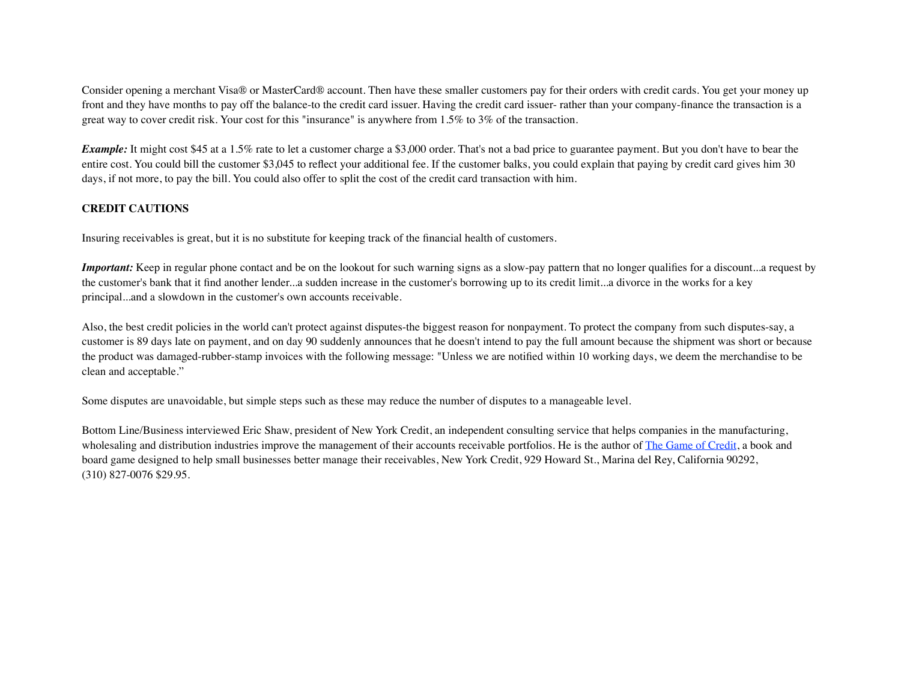Consider opening a merchant Visa® or MasterCard® account. Then have these smaller customers pay for their orders with credit cards. You get your money up front and they have months to pay off the balance-to the credit card issuer. Having the credit card issuer- rather than your company-finance the transaction is a great way to cover credit risk. Your cost for this "insurance" is anywhere from 1.5% to 3% of the transaction.

***Example:*** It might cost $45 at a 1.5% rate to let a customer charge a $3,000 order. That's not a bad price to guarantee payment. But you don't have to bear the entire cost. You could bill the customer $3,045 to reflect your additional fee. If the customer balks, you could explain that paying by credit card gives him 30 days, if not more, to pay the bill. You could also offer to split the cost of the credit card transaction with him.

**CREDIT CAUTIONS**

Insuring receivables is great, but it is no substitute for keeping track of the financial health of customers.

***Important:*** Keep in regular phone contact and be on the lookout for such warning signs as a slow-pay pattern that no longer qualifies for a discount...a request by the customer's bank that it find another lender...a sudden increase in the customer's borrowing up to its credit limit...a divorce in the works for a key principal...and a slowdown in the customer's own accounts receivable.

Also, the best credit policies in the world can't protect against disputes-the biggest reason for nonpayment. To protect the company from such disputes-say, a customer is 89 days late on payment, and on day 90 suddenly announces that he doesn't intend to pay the full amount because the shipment was short or because the product was damaged-rubber-stamp invoices with the following message: "Unless we are notified within 10 working days, we deem the merchandise to be clean and acceptable."

Some disputes are unavoidable, but simple steps such as these may reduce the number of disputes to a manageable level.

Bottom Line/Business interviewed Eric Shaw, president of New York Credit, an independent consulting service that helps companies in the manufacturing, wholesaling and distribution industries improve the management of their accounts receivable portfolios. He is the author of The Game of Credit, a book and board game designed to help small businesses better manage their receivables, New York Credit, 929 Howard St., Marina del Rey, California 90292, (310) 827-0076 $29.95.